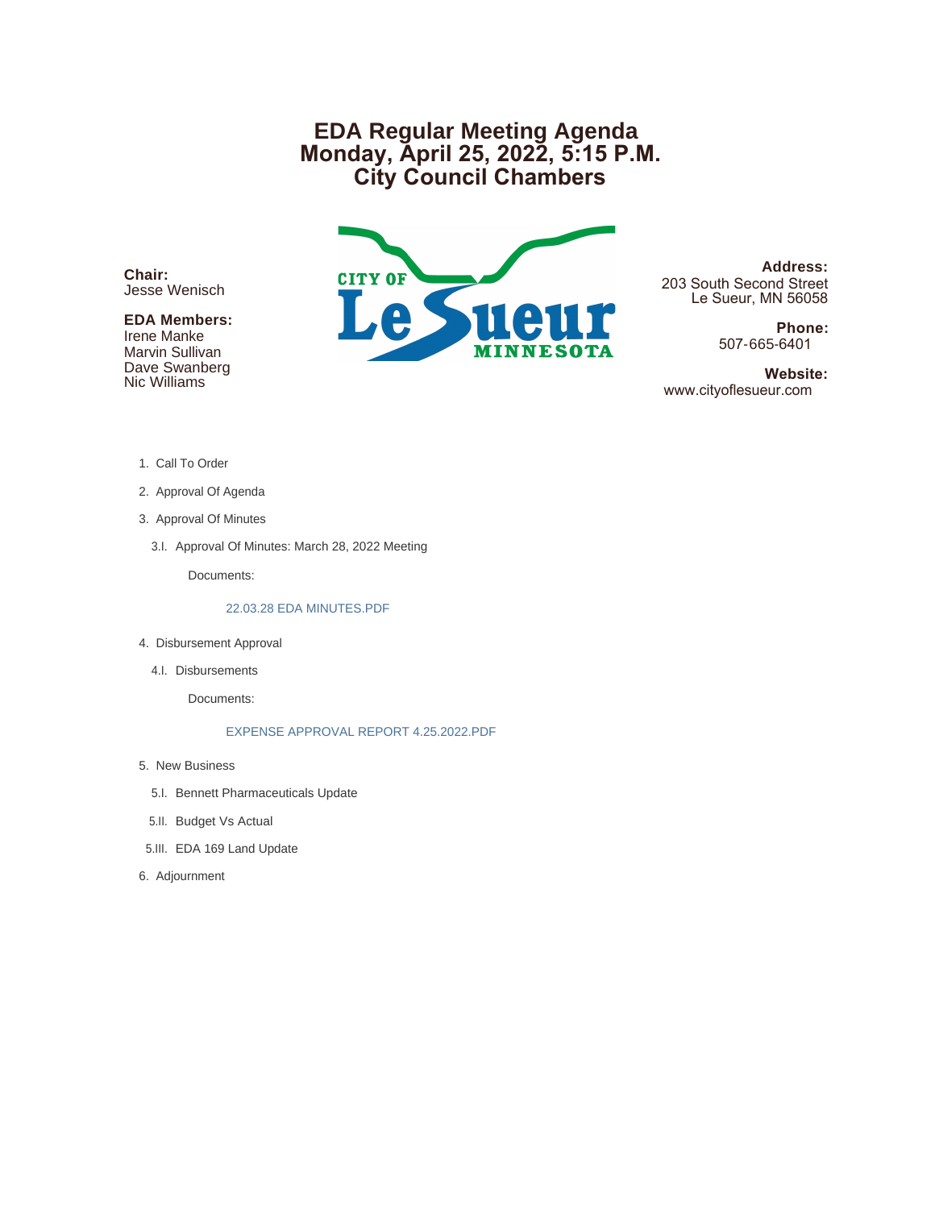# EDA Regular Meeting Agenda
# Monday, April 25, 2022, 5:15 P.M.
# City Council Chambers

**Chair:**
Jesse Wenisch

**EDA Members:**
Irene Manke
Marvin Sullivan
Dave Swanberg
Nic Williams

CITY OF Le Sueur MINNESOTA

**Address:**
203 South Second Street
Le Sueur, MN 56058

**Phone:**
507-665-6401

**Website:**
www.cityoflesueur.com

1. Call To Order

2. Approval Of Agenda

3. Approval Of Minutes

   3.I. Approval Of Minutes: March 28, 2022 Meeting

   Documents:

   22.03.28 EDA MINUTES.PDF

4. Disbursement Approval

   4.I. Disbursements

   Documents:

   EXPENSE APPROVAL REPORT 4.25.2022.PDF

5. New Business

   5.I. Bennett Pharmaceuticals Update

   5.II. Budget Vs Actual

   5.III. EDA 169 Land Update

6. Adjournment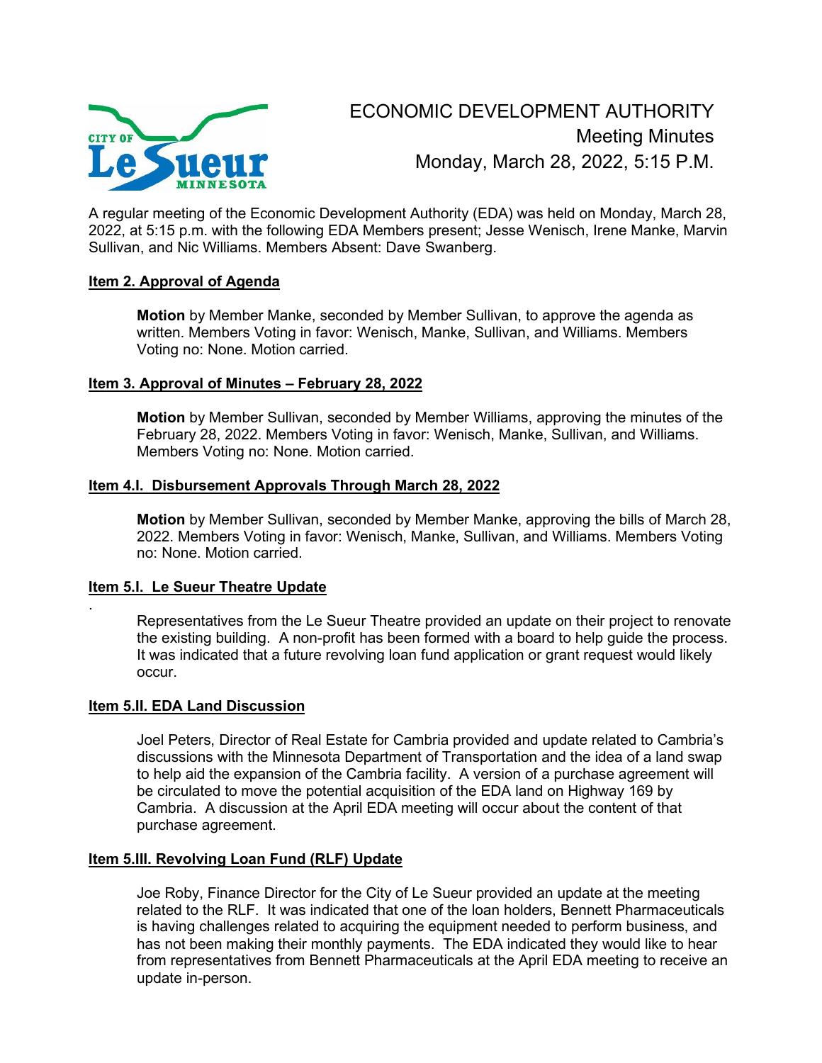# ECONOMIC DEVELOPMENT AUTHORITY
## Meeting Minutes
## Monday, March 28, 2022, 5:15 P.M.

A regular meeting of the Economic Development Authority (EDA) was held on Monday, March 28, 2022, at 5:15 p.m. with the following EDA Members present; Jesse Wenisch, Irene Manke, Marvin Sullivan, and Nic Williams. Members Absent: Dave Swanberg.

### Item 2. Approval of Agenda

**Motion** by Member Manke, seconded by Member Sullivan, to approve the agenda as written. Members Voting in favor: Wenisch, Manke, Sullivan, and Williams. Members Voting no: None. Motion carried.

### Item 3. Approval of Minutes – February 28, 2022

**Motion** by Member Sullivan, seconded by Member Williams, approving the minutes of the February 28, 2022. Members Voting in favor: Wenisch, Manke, Sullivan, and Williams. Members Voting no: None. Motion carried.

### Item 4.I. Disbursement Approvals Through March 28, 2022

**Motion** by Member Sullivan, seconded by Member Manke, approving the bills of March 28, 2022. Members Voting in favor: Wenisch, Manke, Sullivan, and Williams. Members Voting no: None. Motion carried.

### Item 5.I. Le Sueur Theatre Update

Representatives from the Le Sueur Theatre provided an update on their project to renovate the existing building. A non-profit has been formed with a board to help guide the process. It was indicated that a future revolving loan fund application or grant request would likely occur.

### Item 5.II. EDA Land Discussion

Joel Peters, Director of Real Estate for Cambria provided and update related to Cambria's discussions with the Minnesota Department of Transportation and the idea of a land swap to help aid the expansion of the Cambria facility. A version of a purchase agreement will be circulated to move the potential acquisition of the EDA land on Highway 169 by Cambria. A discussion at the April EDA meeting will occur about the content of that purchase agreement.

### Item 5.III. Revolving Loan Fund (RLF) Update

Joe Roby, Finance Director for the City of Le Sueur provided an update at the meeting related to the RLF. It was indicated that one of the loan holders, Bennett Pharmaceuticals is having challenges related to acquiring the equipment needed to perform business, and has not been making their monthly payments. The EDA indicated they would like to hear from representatives from Bennett Pharmaceuticals at the April EDA meeting to receive an update in-person.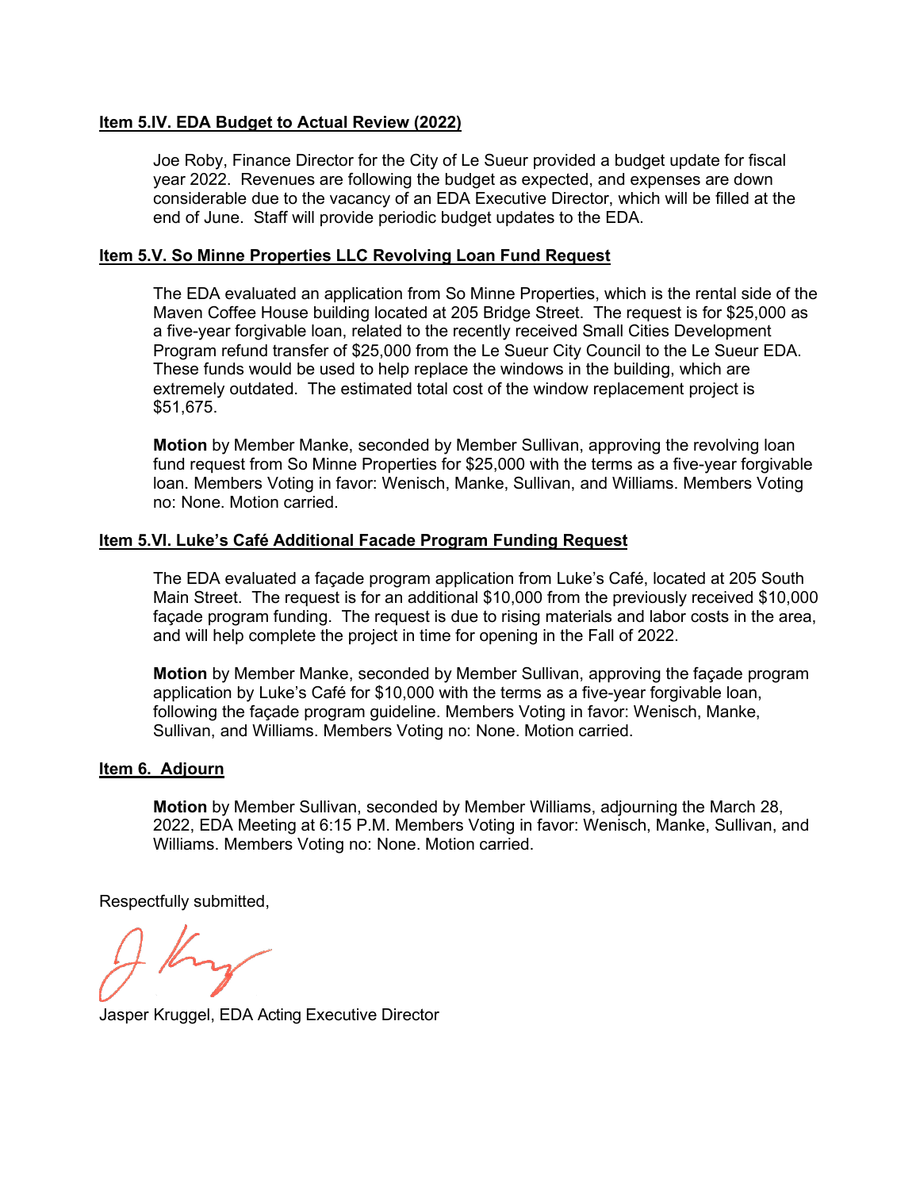**Item 5.IV. EDA Budget to Actual Review (2022)**

Joe Roby, Finance Director for the City of Le Sueur provided a budget update for fiscal year 2022. Revenues are following the budget as expected, and expenses are down considerable due to the vacancy of an EDA Executive Director, which will be filled at the end of June. Staff will provide periodic budget updates to the EDA.

**Item 5.V. So Minne Properties LLC Revolving Loan Fund Request**

The EDA evaluated an application from So Minne Properties, which is the rental side of the Maven Coffee House building located at 205 Bridge Street. The request is for $25,000 as a five-year forgivable loan, related to the recently received Small Cities Development Program refund transfer of $25,000 from the Le Sueur City Council to the Le Sueur EDA. These funds would be used to help replace the windows in the building, which are extremely outdated. The estimated total cost of the window replacement project is $51,675.

**Motion** by Member Manke, seconded by Member Sullivan, approving the revolving loan fund request from So Minne Properties for $25,000 with the terms as a five-year forgivable loan. Members Voting in favor: Wenisch, Manke, Sullivan, and Williams. Members Voting no: None. Motion carried.

**Item 5.VI. Luke's Café Additional Facade Program Funding Request**

The EDA evaluated a façade program application from Luke's Café, located at 205 South Main Street. The request is for an additional $10,000 from the previously received $10,000 façade program funding. The request is due to rising materials and labor costs in the area, and will help complete the project in time for opening in the Fall of 2022.

**Motion** by Member Manke, seconded by Member Sullivan, approving the façade program application by Luke's Café for $10,000 with the terms as a five-year forgivable loan, following the façade program guideline. Members Voting in favor: Wenisch, Manke, Sullivan, and Williams. Members Voting no: None. Motion carried.

**Item 6. Adjourn**

**Motion** by Member Sullivan, seconded by Member Williams, adjourning the March 28, 2022, EDA Meeting at 6:15 P.M. Members Voting in favor: Wenisch, Manke, Sullivan, and Williams. Members Voting no: None. Motion carried.

Respectfully submitted,

Jasper Kruggel, EDA Acting Executive Director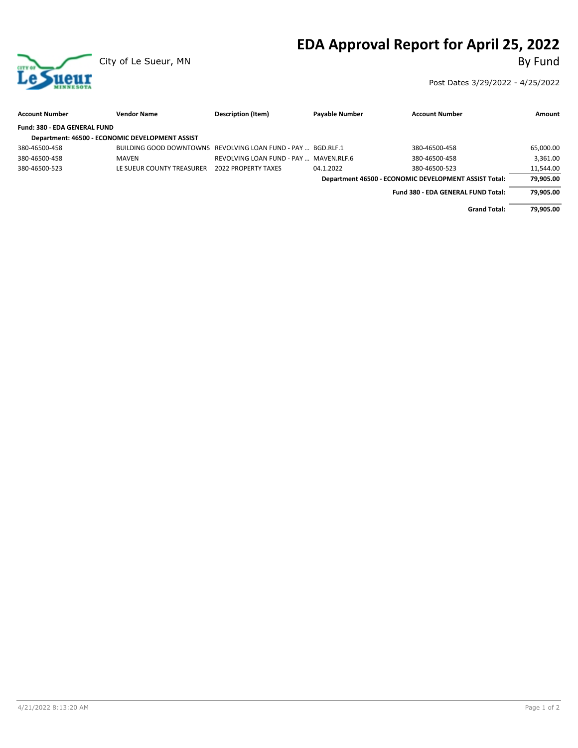# EDA Approval Report for April 25, 2022

City of Le Sueur, MN

By Fund

Post Dates 3/29/2022 - 4/25/2022

| Account Number | Vendor Name | Description (Item) | Payable Number | Account Number | Amount |
|---|---|---|---|---|---|
| **Fund: 380 - EDA GENERAL FUND** | | | | | |
| **Department: 46500 - ECONOMIC DEVELOPMENT ASSIST** | | | | | |
| 380-46500-458 | BUILDING GOOD DOWNTOWNS | REVOLVING LOAN FUND - PAY ... | BGD.RLF.1 | 380-46500-458 | 65,000.00 |
| 380-46500-458 | MAVEN | REVOLVING LOAN FUND - PAY ... | MAVEN.RLF.6 | 380-46500-458 | 3,361.00 |
| 380-46500-523 | LE SUEUR COUNTY TREASURER | 2022 PROPERTY TAXES | 04.1.2022 | 380-46500-523 | 11,544.00 |
| | | | | **Department 46500 - ECONOMIC DEVELOPMENT ASSIST Total:** | **79,905.00** |
| | | | | **Fund 380 - EDA GENERAL FUND Total:** | **79,905.00** |
| | | | | **Grand Total:** | **79,905.00** |

4/21/2022 8:13:20 AM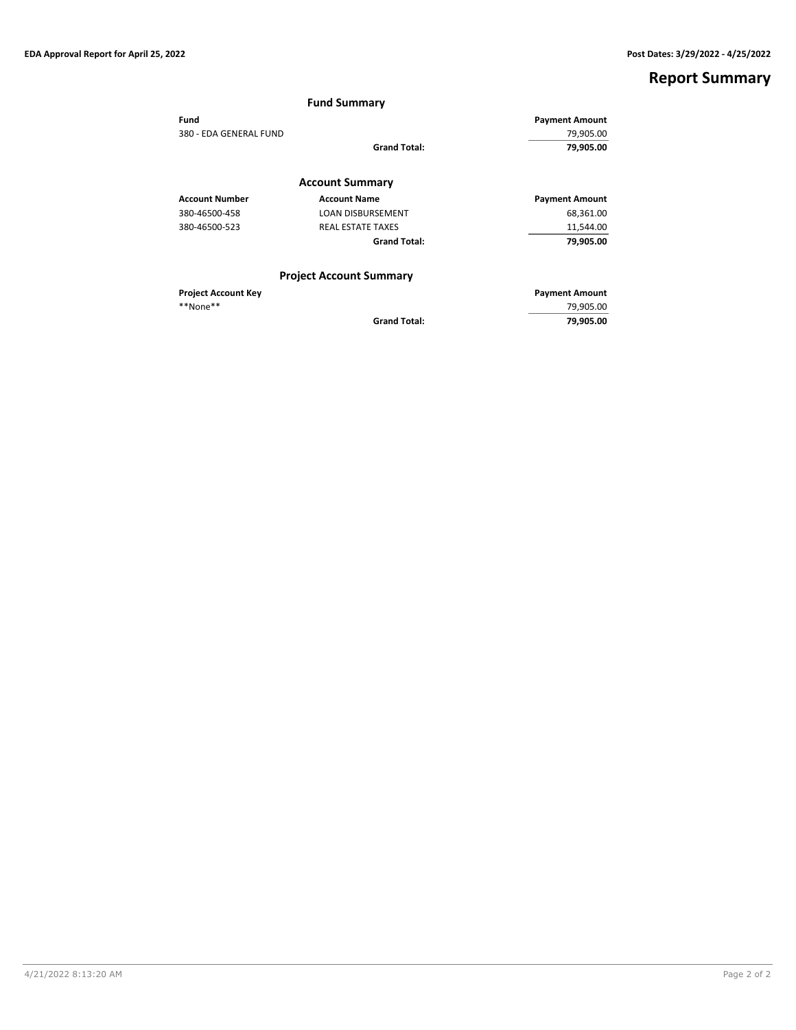## Report Summary

### Fund Summary

| Fund | | Payment Amount |
| --- | --- | --- |
| 380 - EDA GENERAL FUND | | 79,905.00 |
| | **Grand Total:** | **79,905.00** |

### Account Summary

| Account Number | Account Name | Payment Amount |
| --- | --- | --- |
| 380-46500-458 | LOAN DISBURSEMENT | 68,361.00 |
| 380-46500-523 | REAL ESTATE TAXES | 11,544.00 |
| | **Grand Total:** | **79,905.00** |

### Project Account Summary

| Project Account Key | | Payment Amount |
| --- | --- | --- |
| **None** | | 79,905.00 |
| | **Grand Total:** | **79,905.00** |